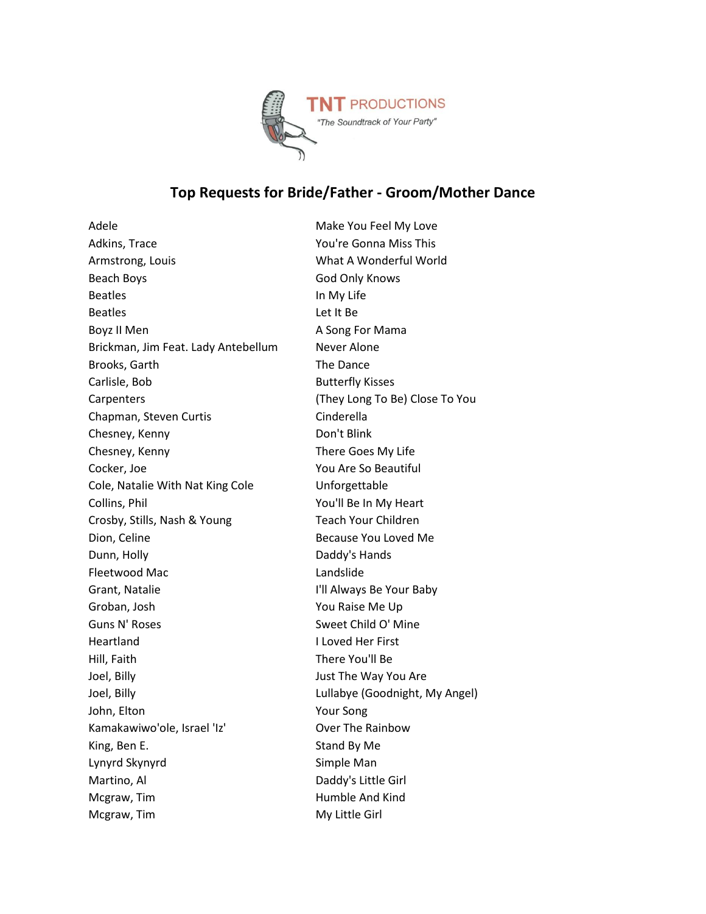TNT PRODUCTIONS
*"The Soundtrack of Your Party"*

## Top Requests for Bride/Father - Groom/Mother Dance

| Artist | Song |
|---|---|
| Adele | Make You Feel My Love |
| Adkins, Trace | You're Gonna Miss This |
| Armstrong, Louis | What A Wonderful World |
| Beach Boys | God Only Knows |
| Beatles | In My Life |
| Beatles | Let It Be |
| Boyz II Men | A Song For Mama |
| Brickman, Jim Feat. Lady Antebellum | Never Alone |
| Brooks, Garth | The Dance |
| Carlisle, Bob | Butterfly Kisses |
| Carpenters | (They Long To Be) Close To You |
| Chapman, Steven Curtis | Cinderella |
| Chesney, Kenny | Don't Blink |
| Chesney, Kenny | There Goes My Life |
| Cocker, Joe | You Are So Beautiful |
| Cole, Natalie With Nat King Cole | Unforgettable |
| Collins, Phil | You'll Be In My Heart |
| Crosby, Stills, Nash & Young | Teach Your Children |
| Dion, Celine | Because You Loved Me |
| Dunn, Holly | Daddy's Hands |
| Fleetwood Mac | Landslide |
| Grant, Natalie | I'll Always Be Your Baby |
| Groban, Josh | You Raise Me Up |
| Guns N' Roses | Sweet Child O' Mine |
| Heartland | I Loved Her First |
| Hill, Faith | There You'll Be |
| Joel, Billy | Just The Way You Are |
| Joel, Billy | Lullabye (Goodnight, My Angel) |
| John, Elton | Your Song |
| Kamakawiwo'ole, Israel 'Iz' | Over The Rainbow |
| King, Ben E. | Stand By Me |
| Lynyrd Skynyrd | Simple Man |
| Martino, Al | Daddy's Little Girl |
| Mcgraw, Tim | Humble And Kind |
| Mcgraw, Tim | My Little Girl |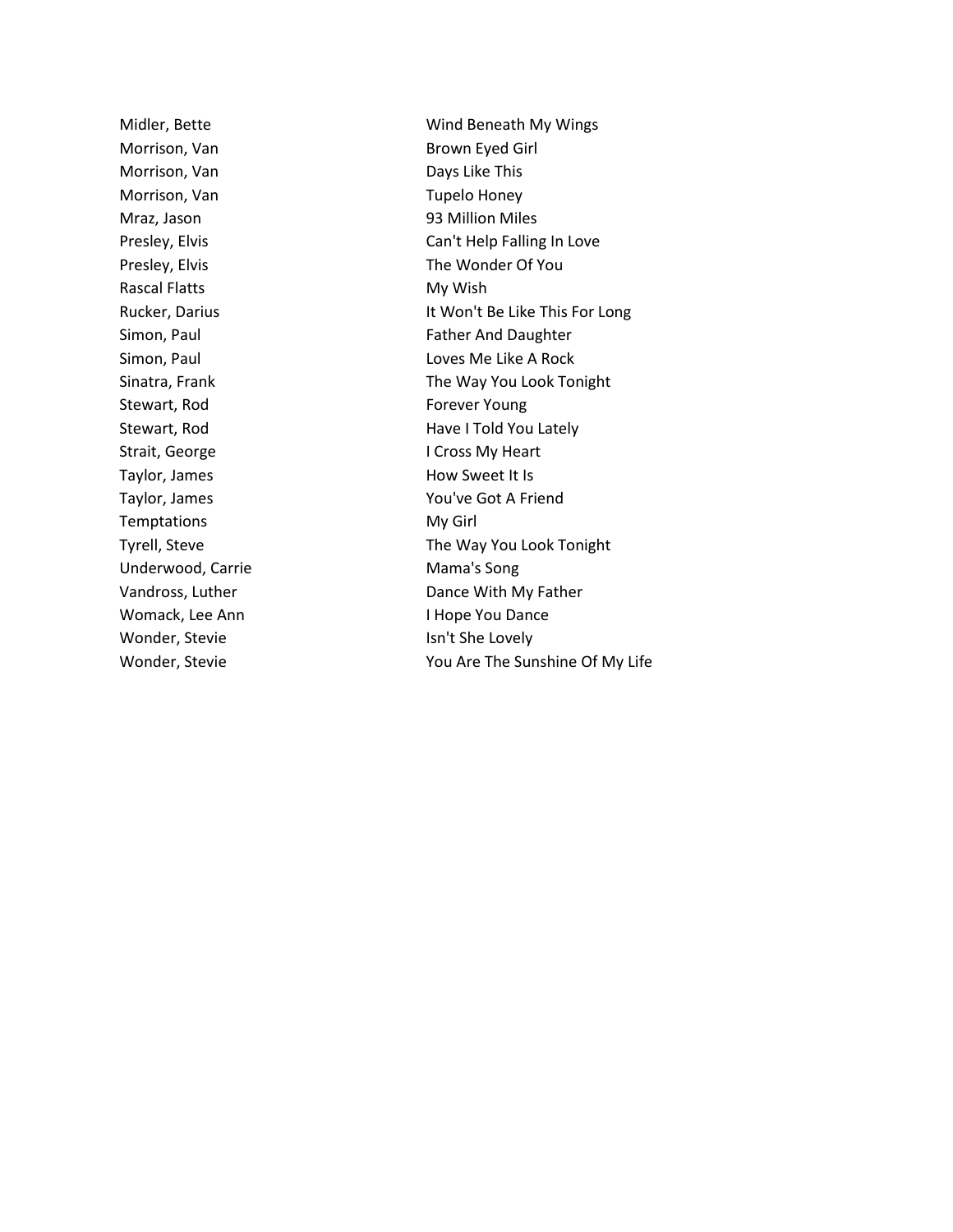| | |
|---|---|
| Midler, Bette | Wind Beneath My Wings |
| Morrison, Van | Brown Eyed Girl |
| Morrison, Van | Days Like This |
| Morrison, Van | Tupelo Honey |
| Mraz, Jason | 93 Million Miles |
| Presley, Elvis | Can't Help Falling In Love |
| Presley, Elvis | The Wonder Of You |
| Rascal Flatts | My Wish |
| Rucker, Darius | It Won't Be Like This For Long |
| Simon, Paul | Father And Daughter |
| Simon, Paul | Loves Me Like A Rock |
| Sinatra, Frank | The Way You Look Tonight |
| Stewart, Rod | Forever Young |
| Stewart, Rod | Have I Told You Lately |
| Strait, George | I Cross My Heart |
| Taylor, James | How Sweet It Is |
| Taylor, James | You've Got A Friend |
| Temptations | My Girl |
| Tyrell, Steve | The Way You Look Tonight |
| Underwood, Carrie | Mama's Song |
| Vandross, Luther | Dance With My Father |
| Womack, Lee Ann | I Hope You Dance |
| Wonder, Stevie | Isn't She Lovely |
| Wonder, Stevie | You Are The Sunshine Of My Life |